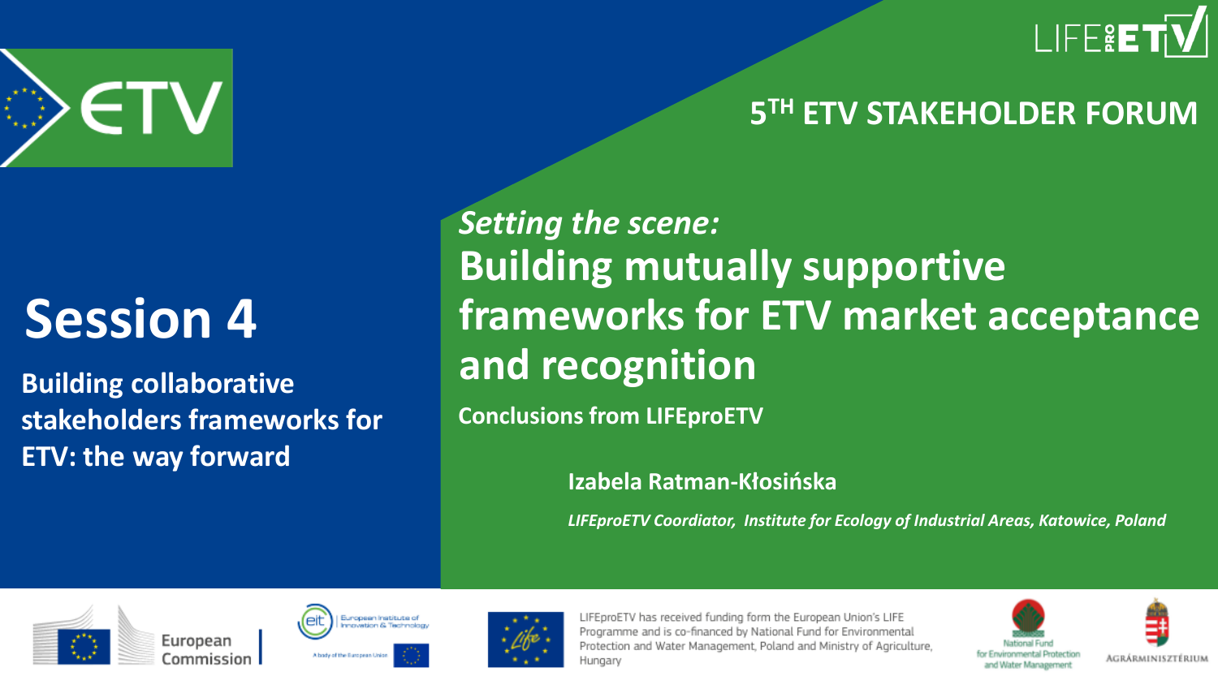5TH ETV STAKEHOLDER FORUM

# Session 4

**Building collaborative stakeholders frameworks for ETV: the way forward**

*Setting the scene:*

# Building mutually supportive frameworks for ETV market acceptance and recognition

**Conclusions from LIFEproETV**

**Izabela Ratman-Kłosińska**

*LIFEproETV Coordiator, Institute for Ecology of Industrial Areas, Katowice, Poland*

LIFEproETV has received funding form the European Union's LIFE Programme and is co-financed by National Fund for Environmental Protection and Water Management, Poland and Ministry of Agriculture, Hungary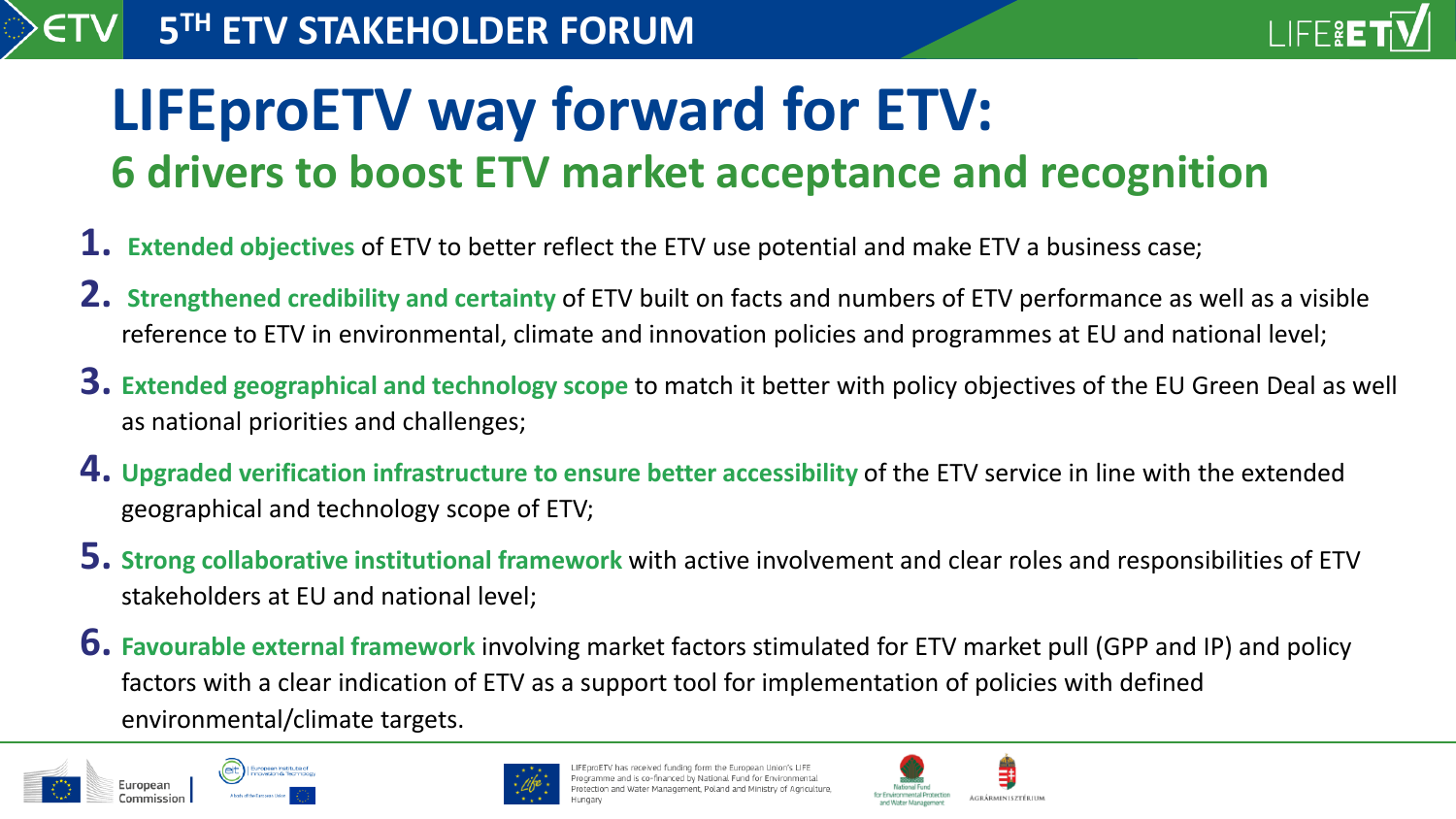# LIFEproETV way forward for ETV:

## 6 drivers to boost ETV market acceptance and recognition

1. **Extended objectives** of ETV to better reflect the ETV use potential and make ETV a business case;
2. **Strengthened credibility and certainty** of ETV built on facts and numbers of ETV performance as well as a visible reference to ETV in environmental, climate and innovation policies and programmes at EU and national level;
3. **Extended geographical and technology scope** to match it better with policy objectives of the EU Green Deal as well as national priorities and challenges;
4. **Upgraded verification infrastructure to ensure better accessibility** of the ETV service in line with the extended geographical and technology scope of ETV;
5. **Strong collaborative institutional framework** with active involvement and clear roles and responsibilities of ETV stakeholders at EU and national level;
6. **Favourable external framework** involving market factors stimulated for ETV market pull (GPP and IP) and policy factors with a clear indication of ETV as a support tool for implementation of policies with defined environmental/climate targets.

LIFEproETV has received funding form the European Union's LIFE Programme and is co-financed by National Fund for Environmental Protection and Water Management, Poland and Ministry of Agriculture, Hungary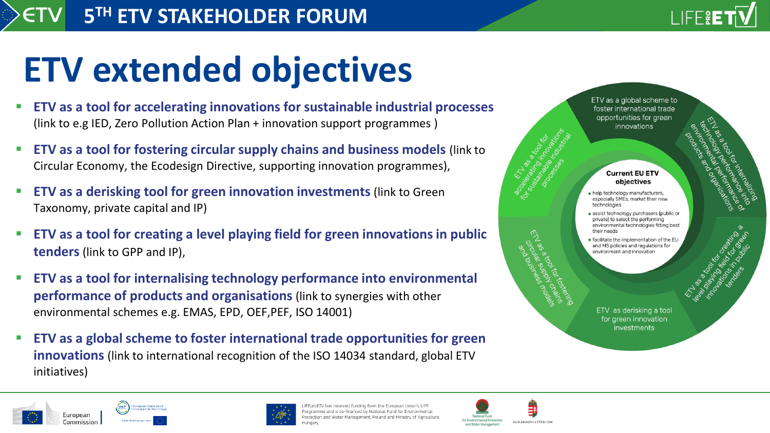# ETV extended objectives

- **ETV as a tool for accelerating innovations for sustainable industrial processes** (link to e.g IED, Zero Pollution Action Plan + innovation support programmes )
- **ETV as a tool for fostering circular supply chains and business models** (link to Circular Economy, the Ecodesign Directive, supporting innovation programmes),
- **ETV as a derisking tool for green innovation investments** (link to Green Taxonomy, private capital and IP)
- **ETV as a tool for creating a level playing field for green innovations in public tenders** (link to GPP and IP),
- **ETV as a tool for internalising technology performance into environmental performance of products and organisations** (link to synergies with other environmental schemes e.g. EMAS, EPD, OEF,PEF, ISO 14001)
- **ETV as a global scheme to foster international trade opportunities for green innovations** (link to international recognition of the ISO 14034 standard, global ETV initiatives)

**Current EU ETV objectives**

- help technology manufacturers, especially SMEs, market their new technologies
- assist technology purchasers (public or private) to select the performing environmental technologies fitting best their needs
- facilitate the implementation of the EU and MS policies and regulations for environment and innovation

ETV as a global scheme to foster international trade opportunities for green innovations

ETV as a tool for internalizing technology performance into environmental performance of products and organisations

ETV as a tool for creating a level playing field for green innovations in public tenders

ETV as derisking a tool for green innovation investments

ETV as a tool for fostering circular supply chains and business models

ETV as a tool for accelerating innovations for sustainable industrial processes

LIFEproETV has received funding form the European Union's LIFE Programme and is co-financed by National Fund for Environmental Protection and Water Management, Poland and Ministry of Agriculture, Hungary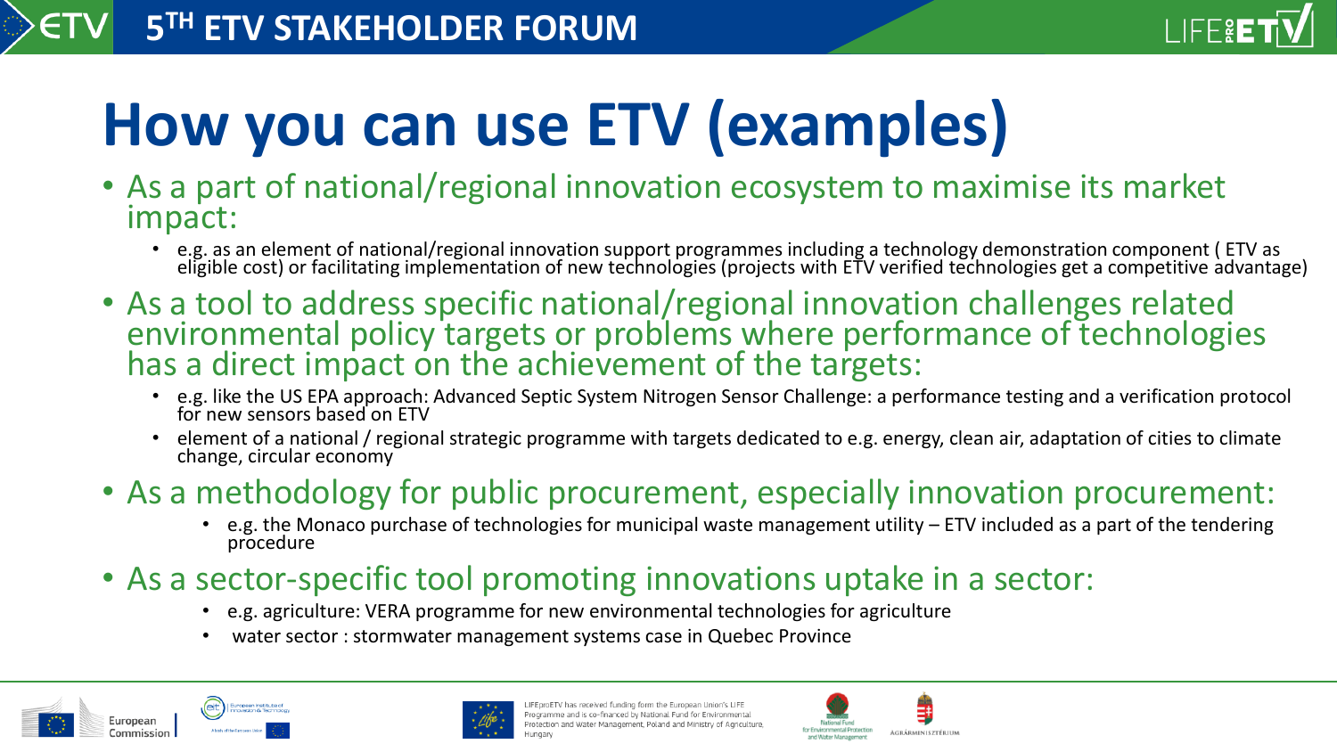# How you can use ETV (examples)

- As a part of national/regional innovation ecosystem to maximise its market impact:
  - e.g. as an element of national/regional innovation support programmes including a technology demonstration component ( ETV as eligible cost) or facilitating implementation of new technologies (projects with ETV verified technologies get a competitive advantage)
- As a tool to address specific national/regional innovation challenges related environmental policy targets or problems where performance of technologies has a direct impact on the achievement of the targets:
  - e.g. like the US EPA approach: Advanced Septic System Nitrogen Sensor Challenge: a performance testing and a verification protocol for new sensors based on ETV
  - element of a national / regional strategic programme with targets dedicated to e.g. energy, clean air, adaptation of cities to climate change, circular economy
- As a methodology for public procurement, especially innovation procurement:
  - e.g. the Monaco purchase of technologies for municipal waste management utility – ETV included as a part of the tendering procedure
- As a sector-specific tool promoting innovations uptake in a sector:
  - e.g. agriculture: VERA programme for new environmental technologies for agriculture
  - water sector : stormwater management systems case in Quebec Province

LIFEproETV has received funding form the European Union's LIFE Programme and is co-financed by National Fund for Environmental Protection and Water Management, Poland and Ministry of Agriculture, Hungary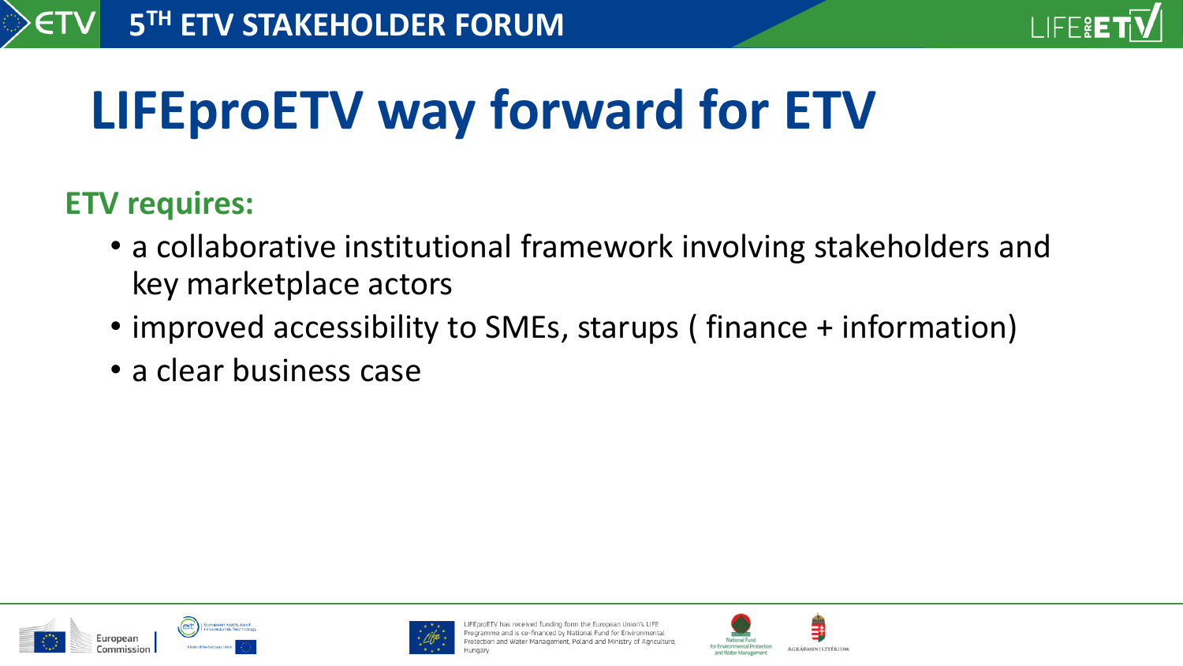# LIFEproETV way forward for ETV

**ETV requires:**

- a collaborative institutional framework involving stakeholders and key marketplace actors
- improved accessibility to SMEs, starups ( finance + information)
- a clear business case

LIFEproETV has received funding form the European Union's LIFE Programme and is co-financed by National Fund for Environmental Protection and Water Management, Poland and Ministry of Agriculture, Hungary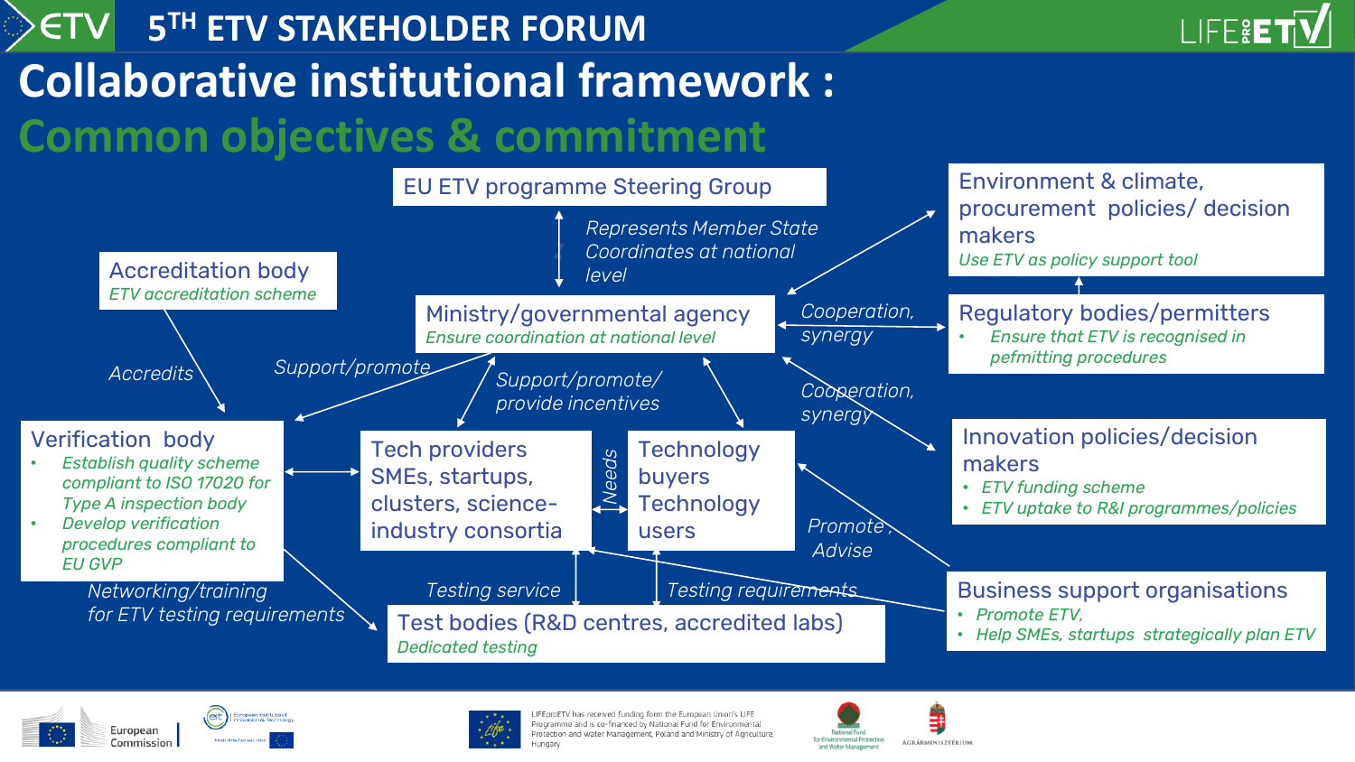# Collaborative institutional framework : Common objectives & commitment

**EU ETV programme Steering Group**

*Represents Member State Coordinates at national level*

**Ministry/governmental agency**
*Ensure coordination at national level*

**Accreditation body**
*ETV accreditation scheme*

*Accredits*

*Support/promote*

*Support/promote/ provide incentives*

**Verification body**
- *Establish quality scheme compliant to ISO 17020 for Type A inspection body*
- *Develop verification procedures compliant to EU GVP*

*Networking/training for ETV testing requirements*

**Tech providers SMEs, startups, clusters, science-industry consortia**

*Needs*

**Technology buyers Technology users**

*Testing service*

*Testing requirements*

**Test bodies (R&D centres, accredited labs)**
*Dedicated testing*

**Environment & climate, procurement policies/ decision makers**
*Use ETV as policy support tool*

*Cooperation, synergy*

**Regulatory bodies/permitters**
- *Ensure that ETV is recognised in pefmitting procedures*

*Cooperation, synergy*

**Innovation policies/decision makers**
- *ETV funding scheme*
- *ETV uptake to R&I programmes/policies*

*Promote, Advise*

**Business support organisations**
- *Promote ETV,*
- *Help SMEs, startups strategically plan ETV*

LIFEproETV has received funding form the European Union's LIFE Programme and is co-financed by National Fund for Environmental Protection and Water Management, Poland and Ministry of Agriculture, Hungary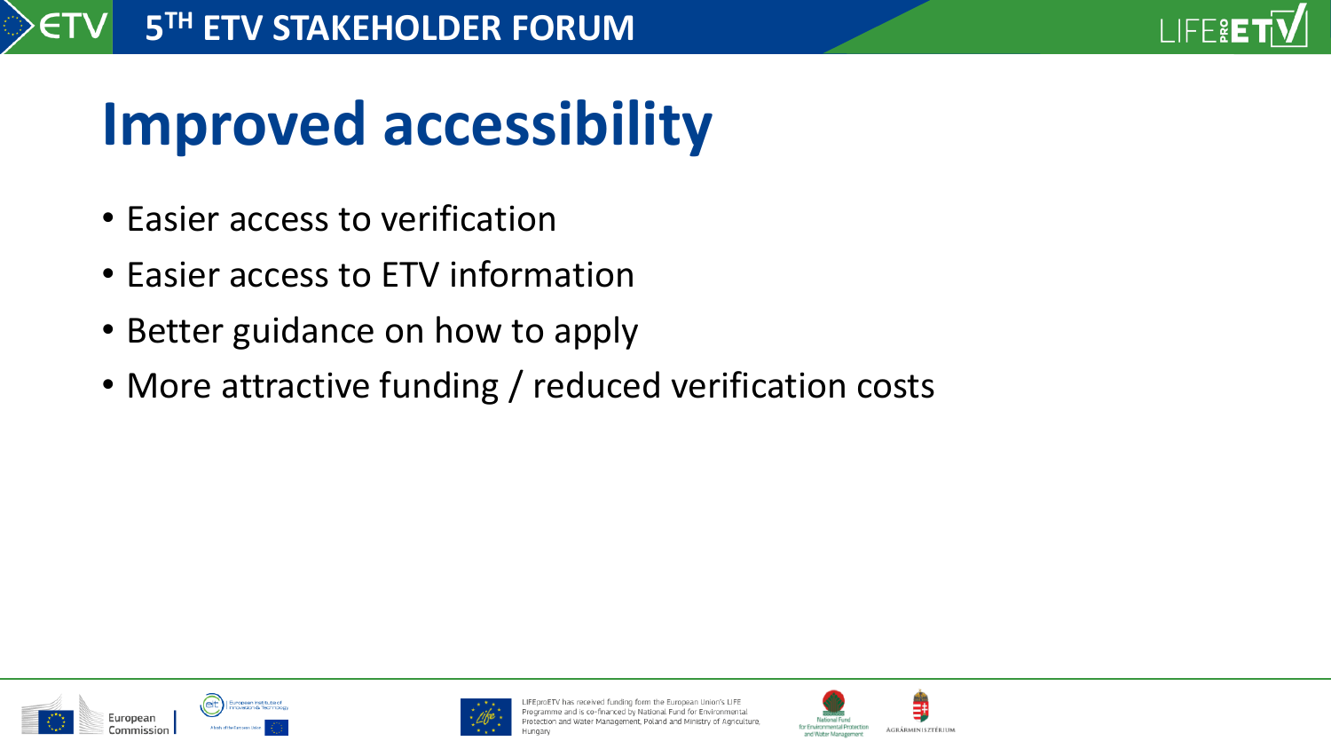# Improved accessibility

- Easier access to verification
- Easier access to ETV information
- Better guidance on how to apply
- More attractive funding / reduced verification costs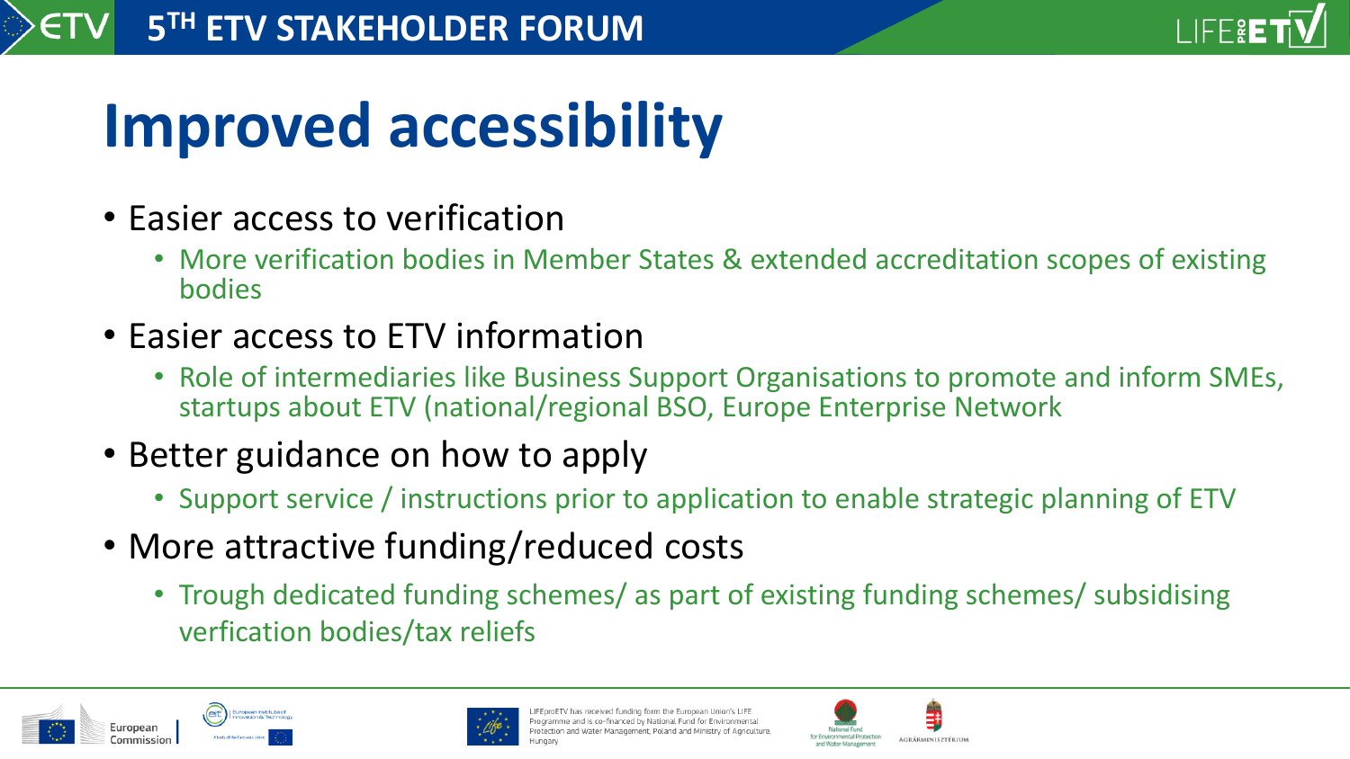# Improved accessibility

- Easier access to verification
  - More verification bodies in Member States & extended accreditation scopes of existing bodies
- Easier access to ETV information
  - Role of intermediaries like Business Support Organisations to promote and inform SMEs, startups about ETV (national/regional BSO, Europe Enterprise Network
- Better guidance on how to apply
  - Support service / instructions prior to application to enable strategic planning of ETV
- More attractive funding/reduced costs
  - Trough dedicated funding schemes/ as part of existing funding schemes/ subsidising verfication bodies/tax reliefs

LIFEproETV has received funding form the European Union's LIFE Programme and is co-financed by National Fund for Environmental Protection and Water Management, Poland and Ministry of Agriculture, Hungary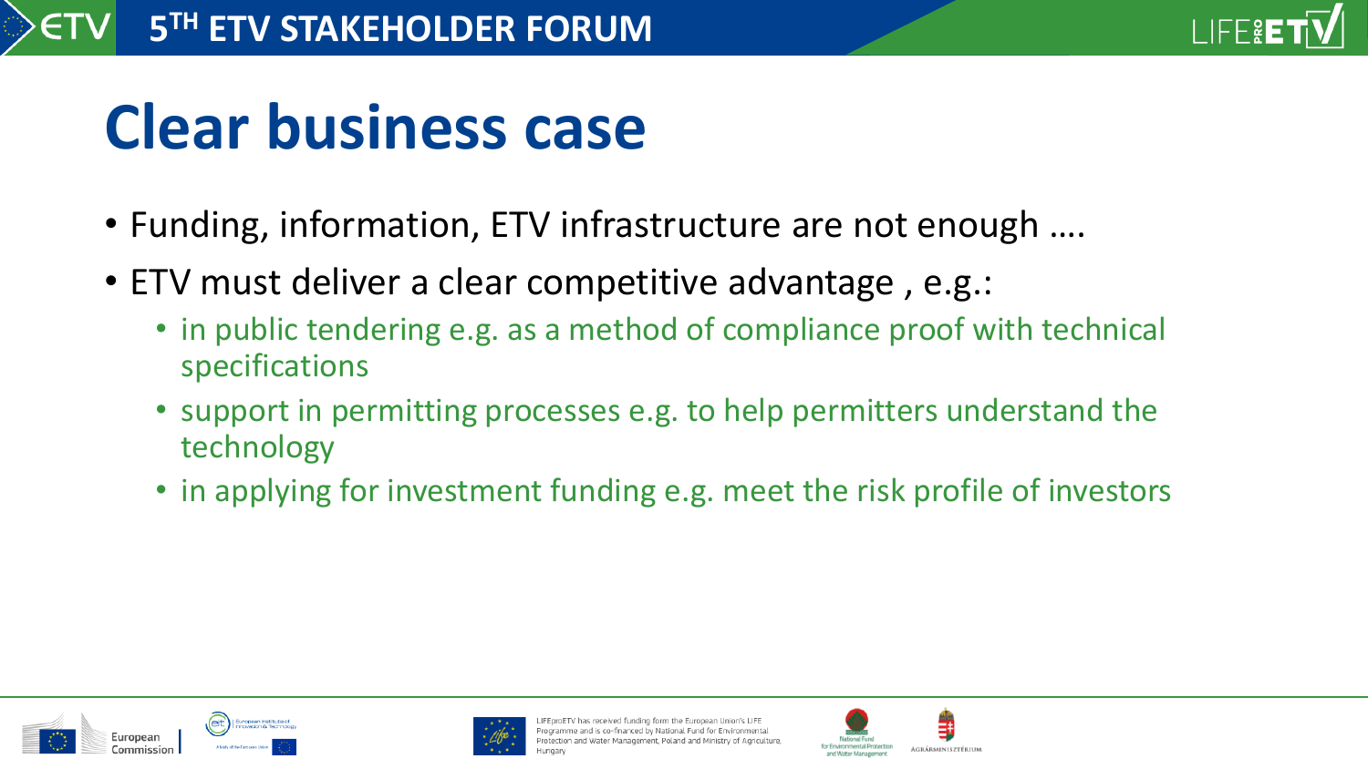# Clear business case

- Funding, information, ETV infrastructure are not enough ….
- ETV must deliver a clear competitive advantage , e.g.:
  - in public tendering e.g. as a method of compliance proof with technical specifications
  - support in permitting processes e.g. to help permitters understand the technology
  - in applying for investment funding e.g. meet the risk profile of investors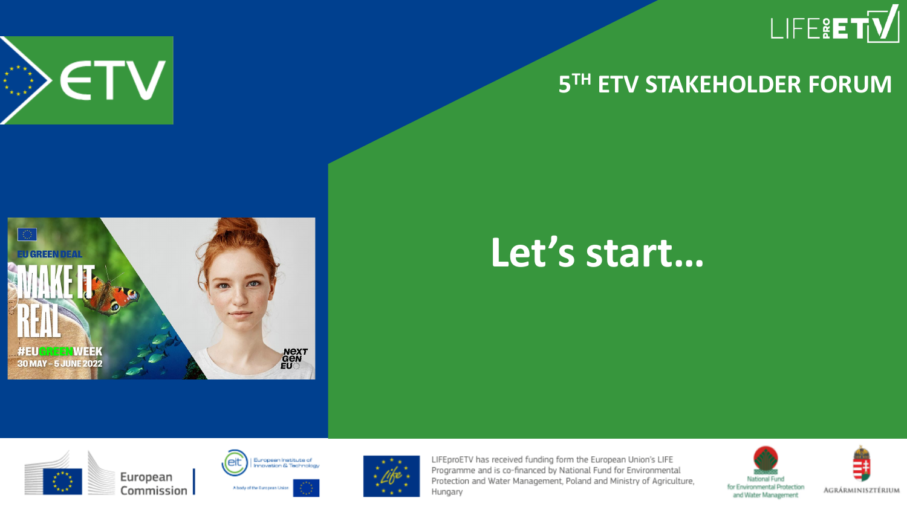# 5TH ETV STAKEHOLDER FORUM

## Let's start…

LIFEproETV has received funding form the European Union's LIFE Programme and is co-financed by National Fund for Environmental Protection and Water Management, Poland and Ministry of Agriculture, Hungary